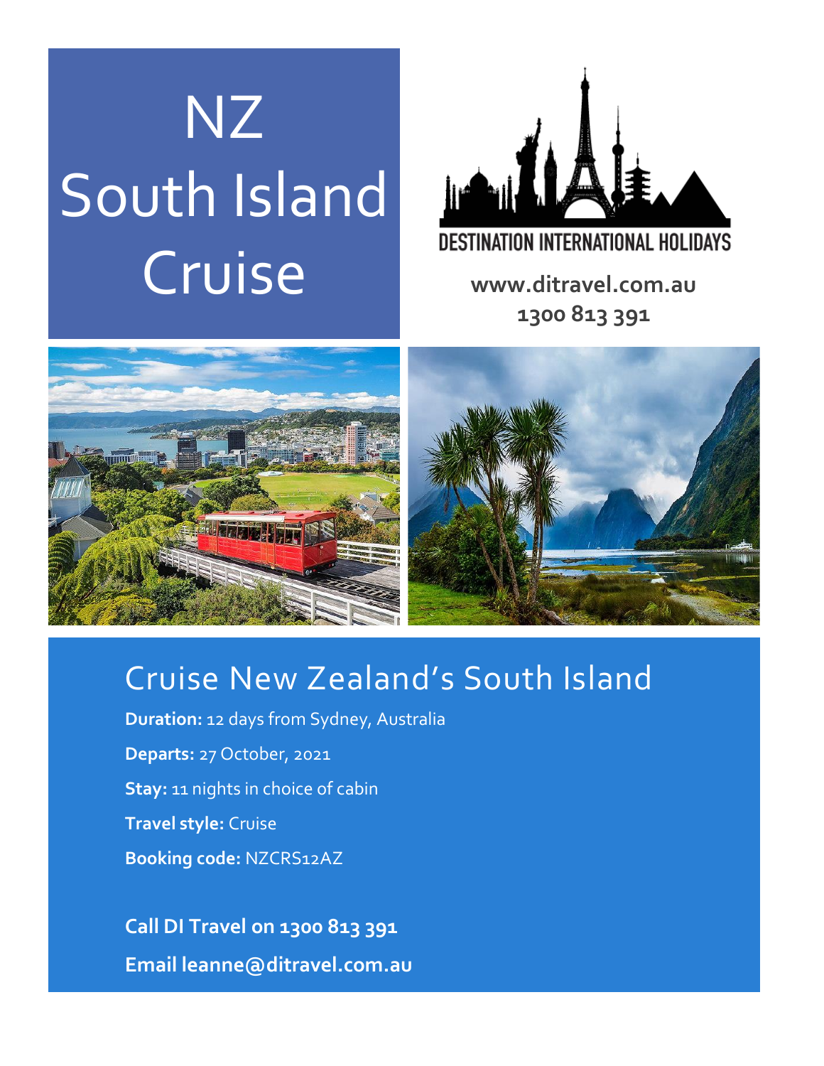# NZ South Island Cruise

DESTINATION INTERNATIONAL HOLIDAYS

**www.ditravel.com.au**
**1300 813 391**

## Cruise New Zealand's South Island

**Duration:** 12 days from Sydney, Australia

**Departs:** 27 October, 2021

**Stay:** 11 nights in choice of cabin

**Travel style:** Cruise

**Booking code:** NZCRS12AZ

**Call DI Travel on 1300 813 391**

**Email leanne@ditravel.com.au**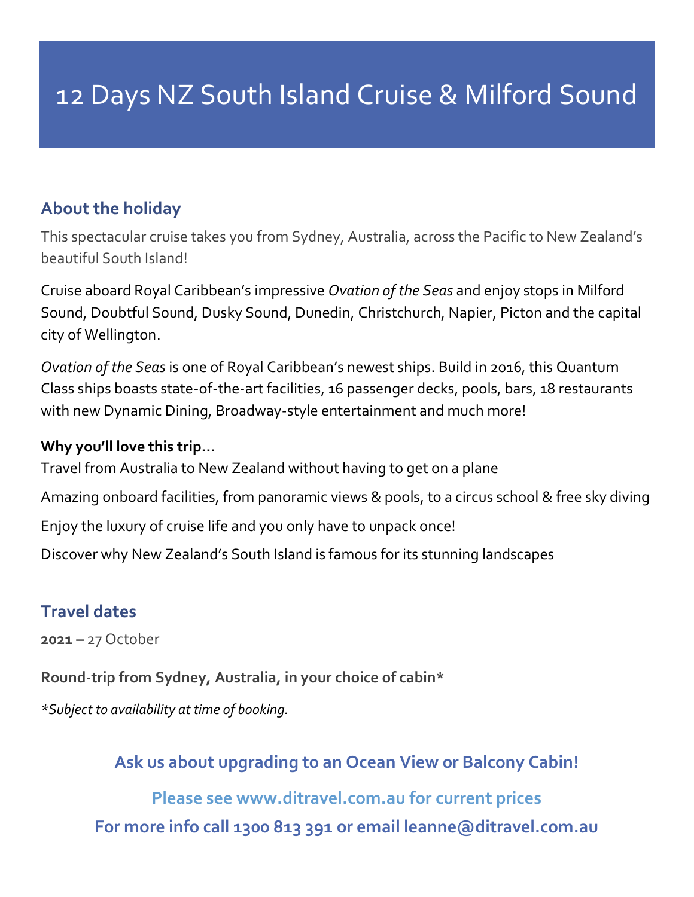# 12 Days NZ South Island Cruise & Milford Sound

## About the holiday

This spectacular cruise takes you from Sydney, Australia, across the Pacific to New Zealand's beautiful South Island!

Cruise aboard Royal Caribbean's impressive *Ovation of the Seas* and enjoy stops in Milford Sound, Doubtful Sound, Dusky Sound, Dunedin, Christchurch, Napier, Picton and the capital city of Wellington.

*Ovation of the Seas* is one of Royal Caribbean's newest ships. Build in 2016, this Quantum Class ships boasts state-of-the-art facilities, 16 passenger decks, pools, bars, 18 restaurants with new Dynamic Dining, Broadway-style entertainment and much more!

**Why you'll love this trip…**

Travel from Australia to New Zealand without having to get on a plane

Amazing onboard facilities, from panoramic views & pools, to a circus school & free sky diving

Enjoy the luxury of cruise life and you only have to unpack once!

Discover why New Zealand's South Island is famous for its stunning landscapes

## Travel dates

**2021 –** 27 October

**Round-trip from Sydney, Australia, in your choice of cabin***

*\*Subject to availability at time of booking.*

**Ask us about upgrading to an Ocean View or Balcony Cabin!**

**Please see www.ditravel.com.au for current prices**

**For more info call 1300 813 391 or email leanne@ditravel.com.au**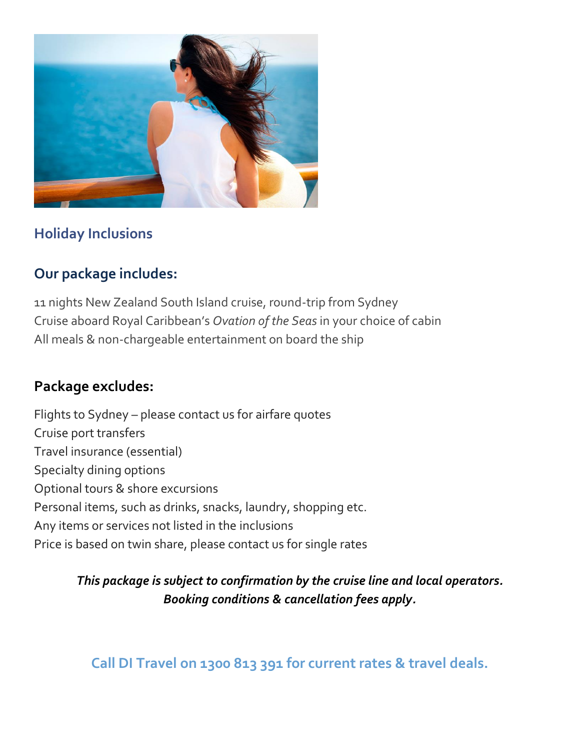## Holiday Inclusions

### Our package includes:

11 nights New Zealand South Island cruise, round-trip from Sydney
Cruise aboard Royal Caribbean's *Ovation of the Seas* in your choice of cabin
All meals & non-chargeable entertainment on board the ship

### Package excludes:

Flights to Sydney – please contact us for airfare quotes
Cruise port transfers
Travel insurance (essential)
Specialty dining options
Optional tours & shore excursions
Personal items, such as drinks, snacks, laundry, shopping etc.
Any items or services not listed in the inclusions
Price is based on twin share, please contact us for single rates

***This package is subject to confirmation by the cruise line and local operators.***
***Booking conditions & cancellation fees apply.***

**Call DI Travel on 1300 813 391 for current rates & travel deals.**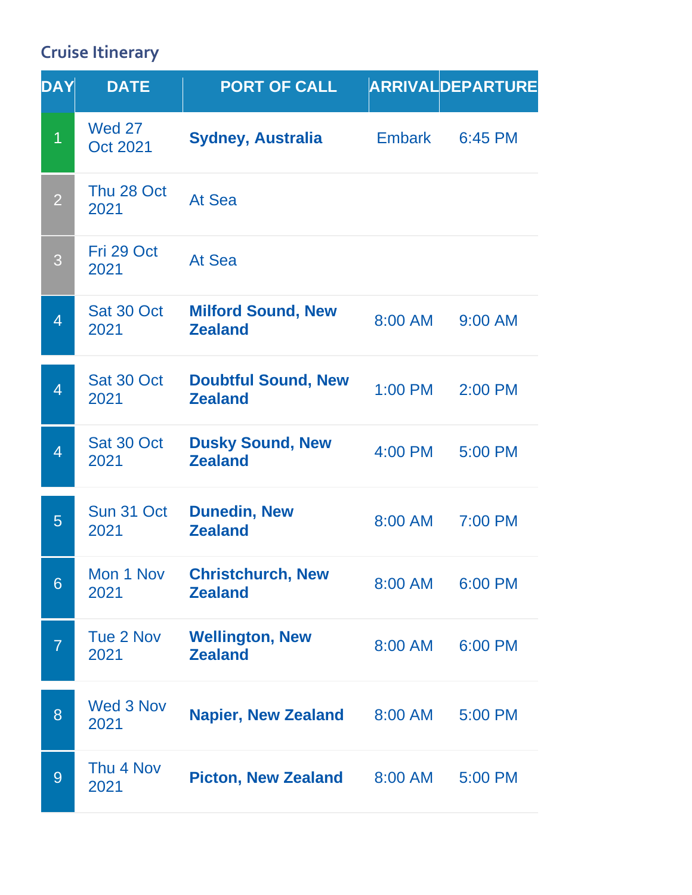## Cruise Itinerary

| DAY | DATE | PORT OF CALL | ARRIVAL | DEPARTURE |
|---|---|---|---|---|
| 1 | Wed 27 Oct 2021 | **Sydney, Australia** | Embark | 6:45 PM |
| 2 | Thu 28 Oct 2021 | At Sea | | |
| 3 | Fri 29 Oct 2021 | At Sea | | |
| 4 | Sat 30 Oct 2021 | **Milford Sound, New Zealand** | 8:00 AM | 9:00 AM |
| 4 | Sat 30 Oct 2021 | **Doubtful Sound, New Zealand** | 1:00 PM | 2:00 PM |
| 4 | Sat 30 Oct 2021 | **Dusky Sound, New Zealand** | 4:00 PM | 5:00 PM |
| 5 | Sun 31 Oct 2021 | **Dunedin, New Zealand** | 8:00 AM | 7:00 PM |
| 6 | Mon 1 Nov 2021 | **Christchurch, New Zealand** | 8:00 AM | 6:00 PM |
| 7 | Tue 2 Nov 2021 | **Wellington, New Zealand** | 8:00 AM | 6:00 PM |
| 8 | Wed 3 Nov 2021 | **Napier, New Zealand** | 8:00 AM | 5:00 PM |
| 9 | Thu 4 Nov 2021 | **Picton, New Zealand** | 8:00 AM | 5:00 PM |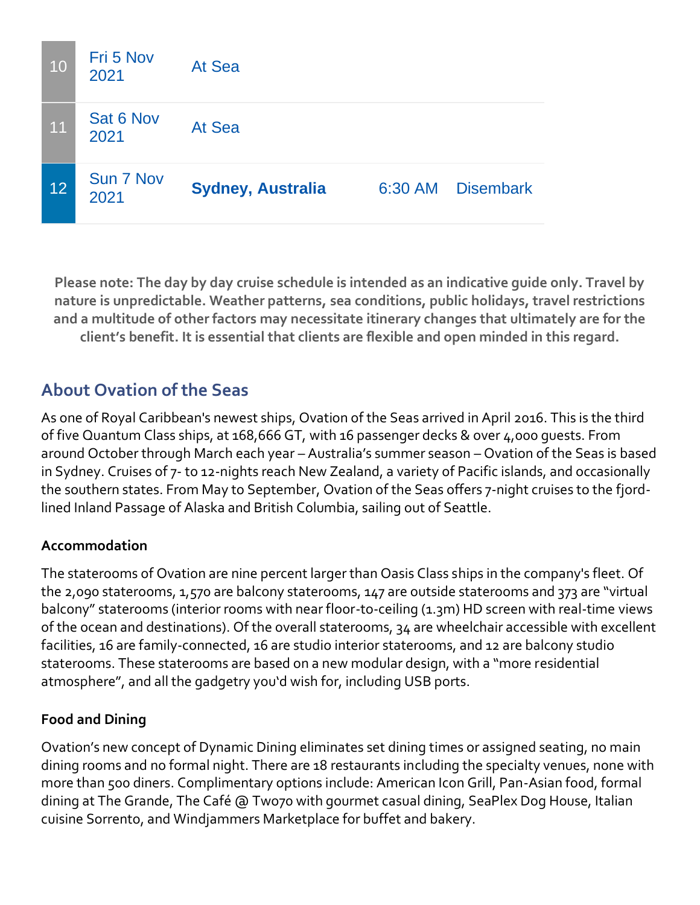| | | | | |
|---|---|---|---|---|
| 10 | Fri 5 Nov 2021 | At Sea | | |
| 11 | Sat 6 Nov 2021 | At Sea | | |
| 12 | Sun 7 Nov 2021 | **Sydney, Australia** | 6:30 AM | Disembark |

**Please note: The day by day cruise schedule is intended as an indicative guide only. Travel by nature is unpredictable. Weather patterns, sea conditions, public holidays, travel restrictions and a multitude of other factors may necessitate itinerary changes that ultimately are for the client's benefit. It is essential that clients are flexible and open minded in this regard.**

## About Ovation of the Seas

As one of Royal Caribbean's newest ships, Ovation of the Seas arrived in April 2016. This is the third of five Quantum Class ships, at 168,666 GT, with 16 passenger decks & over 4,000 guests. From around October through March each year – Australia's summer season – Ovation of the Seas is based in Sydney. Cruises of 7- to 12-nights reach New Zealand, a variety of Pacific islands, and occasionally the southern states. From May to September, Ovation of the Seas offers 7-night cruises to the fjord-lined Inland Passage of Alaska and British Columbia, sailing out of Seattle.

### Accommodation

The staterooms of Ovation are nine percent larger than Oasis Class ships in the company's fleet. Of the 2,090 staterooms, 1,570 are balcony staterooms, 147 are outside staterooms and 373 are "virtual balcony" staterooms (interior rooms with near floor-to-ceiling (1.3m) HD screen with real-time views of the ocean and destinations). Of the overall staterooms, 34 are wheelchair accessible with excellent facilities, 16 are family-connected, 16 are studio interior staterooms, and 12 are balcony studio staterooms. These staterooms are based on a new modular design, with a "more residential atmosphere", and all the gadgetry you'd wish for, including USB ports.

### Food and Dining

Ovation's new concept of Dynamic Dining eliminates set dining times or assigned seating, no main dining rooms and no formal night. There are 18 restaurants including the specialty venues, none with more than 500 diners. Complimentary options include: American Icon Grill, Pan-Asian food, formal dining at The Grande, The Café @ Two70 with gourmet casual dining, SeaPlex Dog House, Italian cuisine Sorrento, and Windjammers Marketplace for buffet and bakery.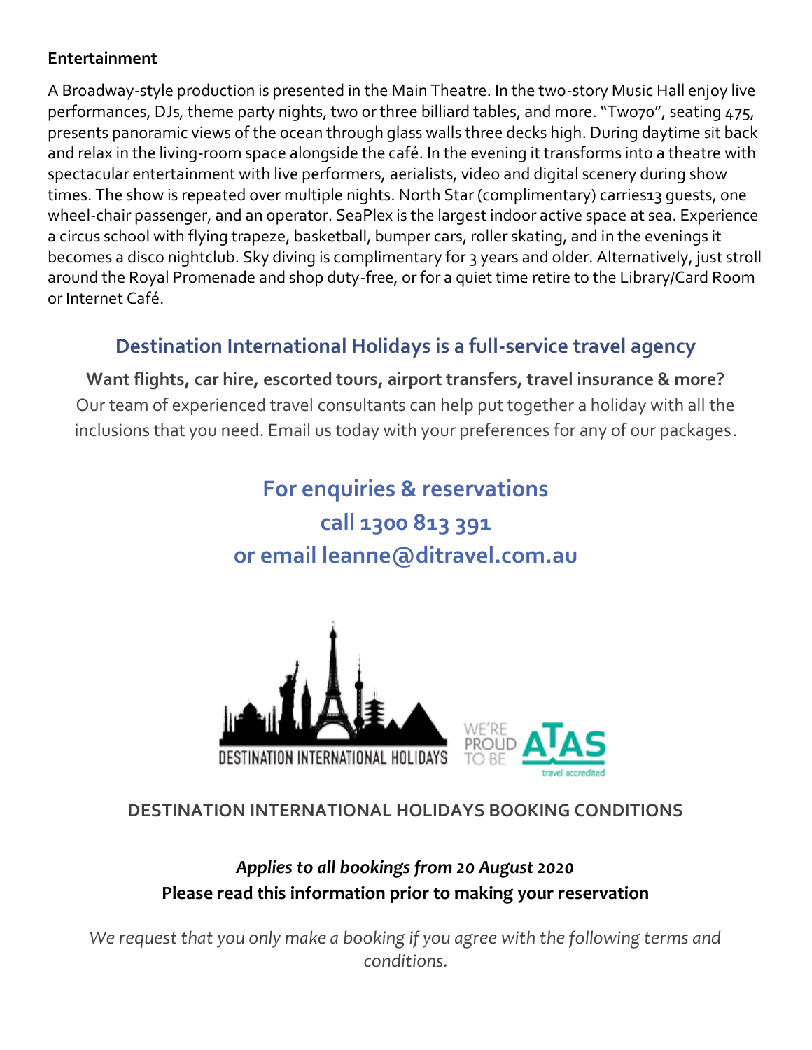**Entertainment**

A Broadway-style production is presented in the Main Theatre. In the two-story Music Hall enjoy live performances, DJs, theme party nights, two or three billiard tables, and more. "Two70", seating 475, presents panoramic views of the ocean through glass walls three decks high. During daytime sit back and relax in the living-room space alongside the café. In the evening it transforms into a theatre with spectacular entertainment with live performers, aerialists, video and digital scenery during show times. The show is repeated over multiple nights. North Star (complimentary) carries13 guests, one wheel-chair passenger, and an operator. SeaPlex is the largest indoor active space at sea. Experience a circus school with flying trapeze, basketball, bumper cars, roller skating, and in the evenings it becomes a disco nightclub. Sky diving is complimentary for 3 years and older. Alternatively, just stroll around the Royal Promenade and shop duty-free, or for a quiet time retire to the Library/Card Room or Internet Café.

## Destination International Holidays is a full-service travel agency

**Want flights, car hire, escorted tours, airport transfers, travel insurance & more?**

Our team of experienced travel consultants can help put together a holiday with all the inclusions that you need. Email us today with your preferences for any of our packages.

## For enquiries & reservations call 1300 813 391 or email leanne@ditravel.com.au

DESTINATION INTERNATIONAL HOLIDAYS

WE'RE PROUD TO BE ATAS travel accredited

### DESTINATION INTERNATIONAL HOLIDAYS BOOKING CONDITIONS

***Applies to all bookings from 20 August 2020***

**Please read this information prior to making your reservation**

*We request that you only make a booking if you agree with the following terms and conditions.*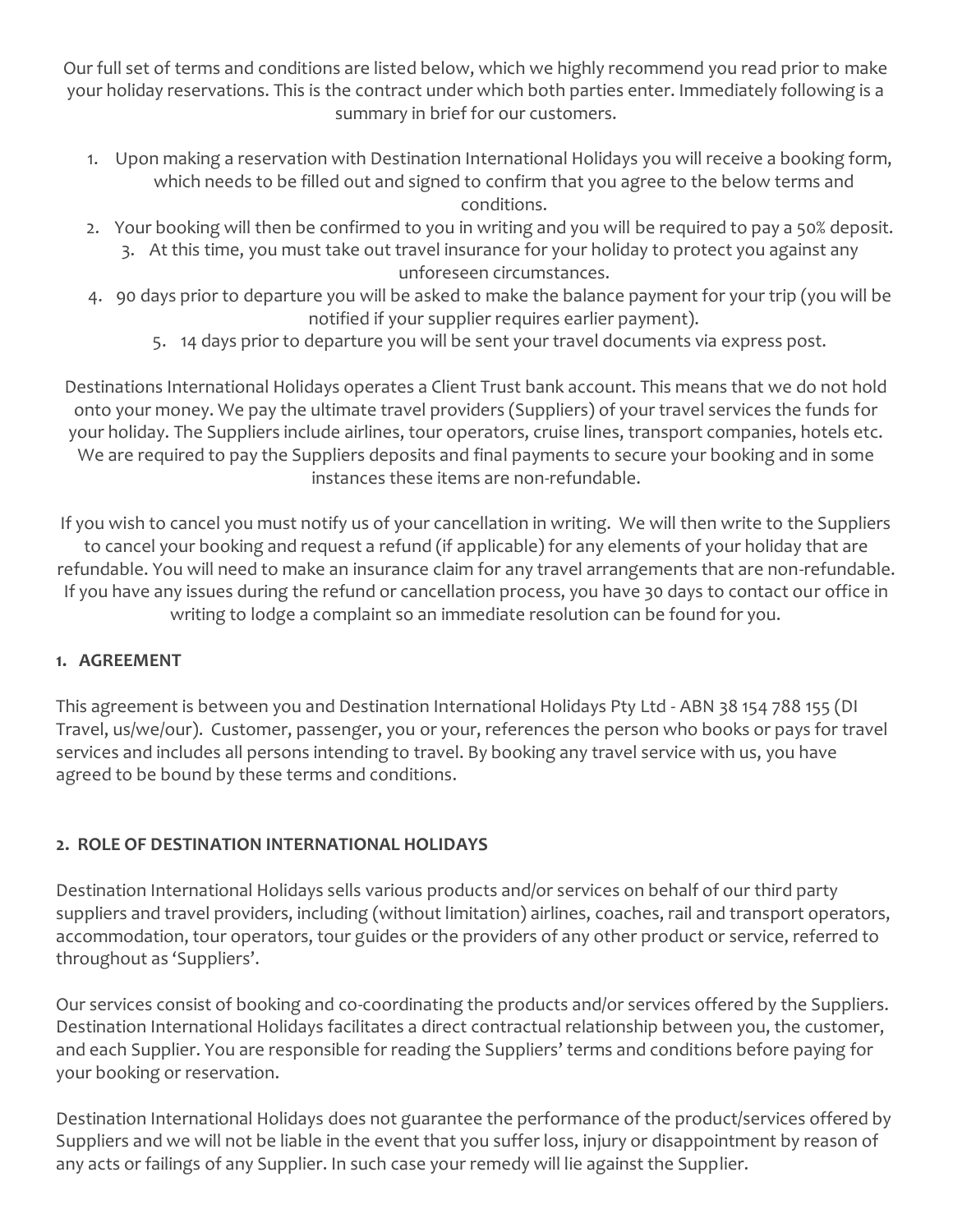Our full set of terms and conditions are listed below, which we highly recommend you read prior to make your holiday reservations. This is the contract under which both parties enter. Immediately following is a summary in brief for our customers.

1. Upon making a reservation with Destination International Holidays you will receive a booking form, which needs to be filled out and signed to confirm that you agree to the below terms and conditions.
2. Your booking will then be confirmed to you in writing and you will be required to pay a 50% deposit.
3. At this time, you must take out travel insurance for your holiday to protect you against any unforeseen circumstances.
4. 90 days prior to departure you will be asked to make the balance payment for your trip (you will be notified if your supplier requires earlier payment).
5. 14 days prior to departure you will be sent your travel documents via express post.

Destinations International Holidays operates a Client Trust bank account. This means that we do not hold onto your money. We pay the ultimate travel providers (Suppliers) of your travel services the funds for your holiday. The Suppliers include airlines, tour operators, cruise lines, transport companies, hotels etc. We are required to pay the Suppliers deposits and final payments to secure your booking and in some instances these items are non-refundable.

If you wish to cancel you must notify us of your cancellation in writing. We will then write to the Suppliers to cancel your booking and request a refund (if applicable) for any elements of your holiday that are refundable. You will need to make an insurance claim for any travel arrangements that are non-refundable. If you have any issues during the refund or cancellation process, you have 30 days to contact our office in writing to lodge a complaint so an immediate resolution can be found for you.

## 1. AGREEMENT

This agreement is between you and Destination International Holidays Pty Ltd - ABN 38 154 788 155 (DI Travel, us/we/our). Customer, passenger, you or your, references the person who books or pays for travel services and includes all persons intending to travel. By booking any travel service with us, you have agreed to be bound by these terms and conditions.

## 2. ROLE OF DESTINATION INTERNATIONAL HOLIDAYS

Destination International Holidays sells various products and/or services on behalf of our third party suppliers and travel providers, including (without limitation) airlines, coaches, rail and transport operators, accommodation, tour operators, tour guides or the providers of any other product or service, referred to throughout as 'Suppliers'.

Our services consist of booking and co-coordinating the products and/or services offered by the Suppliers. Destination International Holidays facilitates a direct contractual relationship between you, the customer, and each Supplier. You are responsible for reading the Suppliers' terms and conditions before paying for your booking or reservation.

Destination International Holidays does not guarantee the performance of the product/services offered by Suppliers and we will not be liable in the event that you suffer loss, injury or disappointment by reason of any acts or failings of any Supplier. In such case your remedy will lie against the Supplier.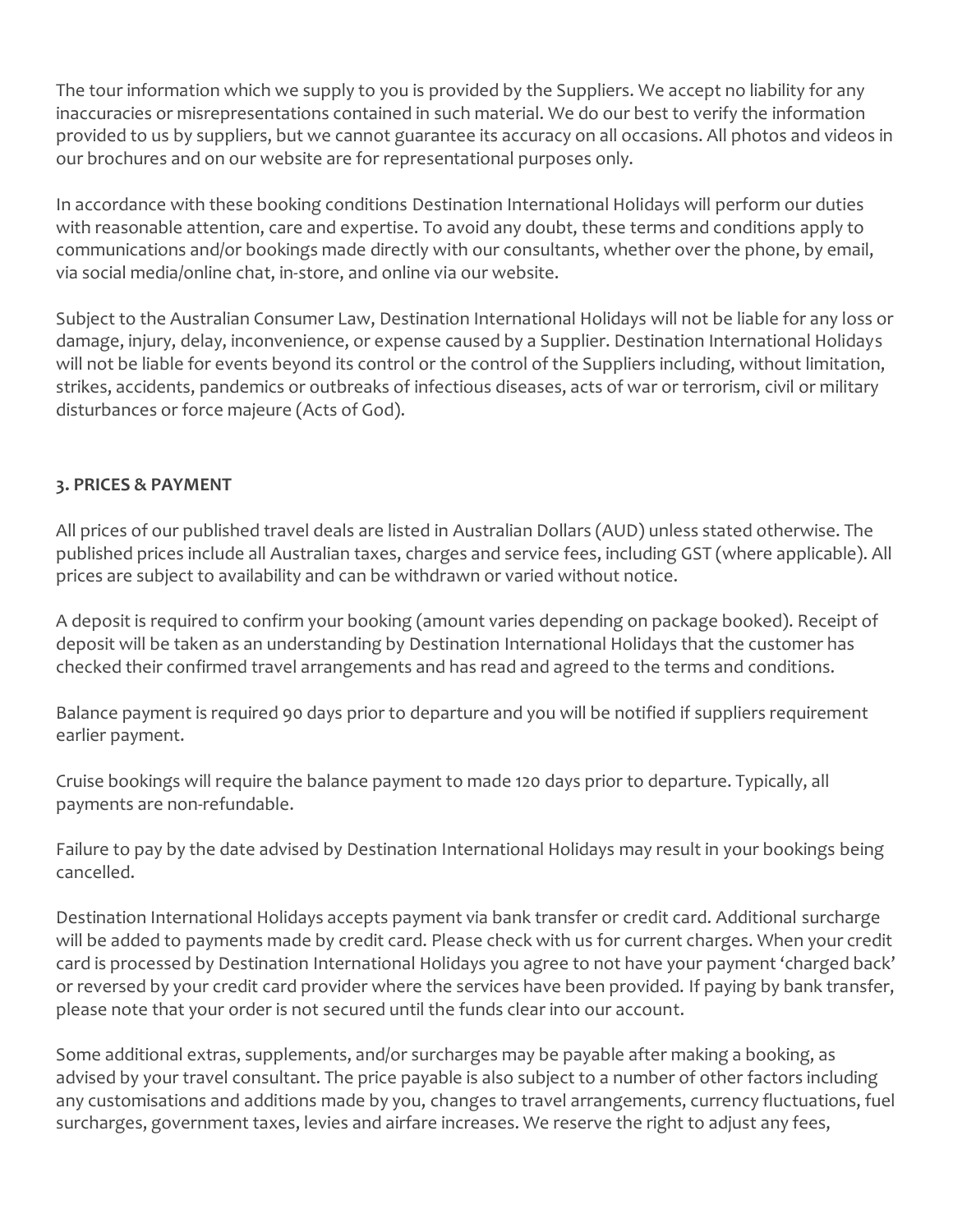The tour information which we supply to you is provided by the Suppliers. We accept no liability for any inaccuracies or misrepresentations contained in such material. We do our best to verify the information provided to us by suppliers, but we cannot guarantee its accuracy on all occasions. All photos and videos in our brochures and on our website are for representational purposes only.

In accordance with these booking conditions Destination International Holidays will perform our duties with reasonable attention, care and expertise. To avoid any doubt, these terms and conditions apply to communications and/or bookings made directly with our consultants, whether over the phone, by email, via social media/online chat, in-store, and online via our website.

Subject to the Australian Consumer Law, Destination International Holidays will not be liable for any loss or damage, injury, delay, inconvenience, or expense caused by a Supplier. Destination International Holidays will not be liable for events beyond its control or the control of the Suppliers including, without limitation, strikes, accidents, pandemics or outbreaks of infectious diseases, acts of war or terrorism, civil or military disturbances or force majeure (Acts of God).

**3. PRICES & PAYMENT**

All prices of our published travel deals are listed in Australian Dollars (AUD) unless stated otherwise. The published prices include all Australian taxes, charges and service fees, including GST (where applicable). All prices are subject to availability and can be withdrawn or varied without notice.

A deposit is required to confirm your booking (amount varies depending on package booked). Receipt of deposit will be taken as an understanding by Destination International Holidays that the customer has checked their confirmed travel arrangements and has read and agreed to the terms and conditions.

Balance payment is required 90 days prior to departure and you will be notified if suppliers requirement earlier payment.

Cruise bookings will require the balance payment to made 120 days prior to departure. Typically, all payments are non-refundable.

Failure to pay by the date advised by Destination International Holidays may result in your bookings being cancelled.

Destination International Holidays accepts payment via bank transfer or credit card. Additional surcharge will be added to payments made by credit card. Please check with us for current charges. When your credit card is processed by Destination International Holidays you agree to not have your payment 'charged back' or reversed by your credit card provider where the services have been provided. If paying by bank transfer, please note that your order is not secured until the funds clear into our account.

Some additional extras, supplements, and/or surcharges may be payable after making a booking, as advised by your travel consultant. The price payable is also subject to a number of other factors including any customisations and additions made by you, changes to travel arrangements, currency fluctuations, fuel surcharges, government taxes, levies and airfare increases. We reserve the right to adjust any fees,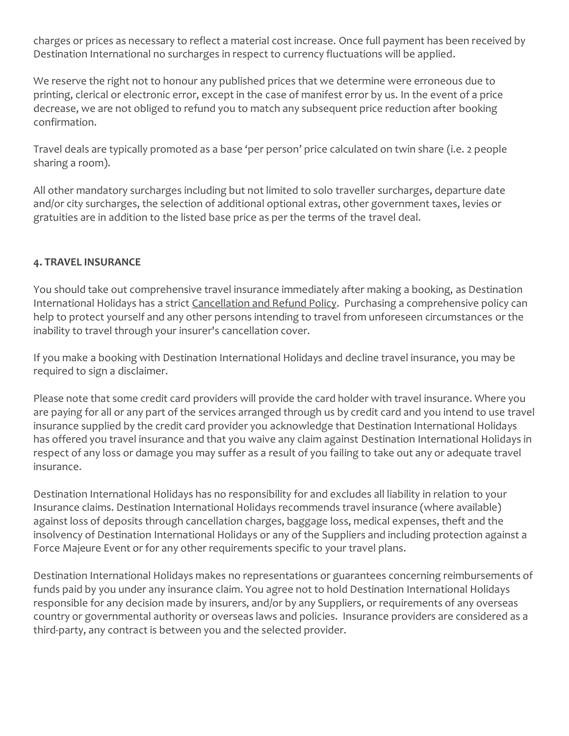charges or prices as necessary to reflect a material cost increase. Once full payment has been received by Destination International no surcharges in respect to currency fluctuations will be applied.

We reserve the right not to honour any published prices that we determine were erroneous due to printing, clerical or electronic error, except in the case of manifest error by us. In the event of a price decrease, we are not obliged to refund you to match any subsequent price reduction after booking confirmation.

Travel deals are typically promoted as a base 'per person' price calculated on twin share (i.e. 2 people sharing a room).

All other mandatory surcharges including but not limited to solo traveller surcharges, departure date and/or city surcharges, the selection of additional optional extras, other government taxes, levies or gratuities are in addition to the listed base price as per the terms of the travel deal.

## 4. TRAVEL INSURANCE

You should take out comprehensive travel insurance immediately after making a booking, as Destination International Holidays has a strict Cancellation and Refund Policy. Purchasing a comprehensive policy can help to protect yourself and any other persons intending to travel from unforeseen circumstances or the inability to travel through your insurer's cancellation cover.

If you make a booking with Destination International Holidays and decline travel insurance, you may be required to sign a disclaimer.

Please note that some credit card providers will provide the card holder with travel insurance. Where you are paying for all or any part of the services arranged through us by credit card and you intend to use travel insurance supplied by the credit card provider you acknowledge that Destination International Holidays has offered you travel insurance and that you waive any claim against Destination International Holidays in respect of any loss or damage you may suffer as a result of you failing to take out any or adequate travel insurance.

Destination International Holidays has no responsibility for and excludes all liability in relation to your Insurance claims. Destination International Holidays recommends travel insurance (where available) against loss of deposits through cancellation charges, baggage loss, medical expenses, theft and the insolvency of Destination International Holidays or any of the Suppliers and including protection against a Force Majeure Event or for any other requirements specific to your travel plans.

Destination International Holidays makes no representations or guarantees concerning reimbursements of funds paid by you under any insurance claim. You agree not to hold Destination International Holidays responsible for any decision made by insurers, and/or by any Suppliers, or requirements of any overseas country or governmental authority or overseas laws and policies. Insurance providers are considered as a third-party, any contract is between you and the selected provider.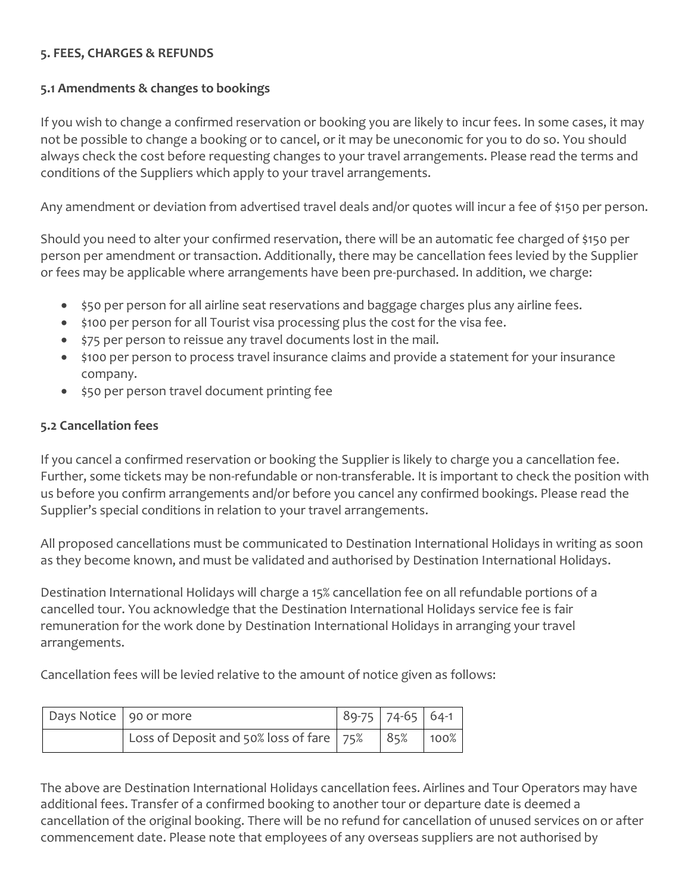### 5. FEES, CHARGES & REFUNDS

#### 5.1 Amendments & changes to bookings

If you wish to change a confirmed reservation or booking you are likely to incur fees. In some cases, it may not be possible to change a booking or to cancel, or it may be uneconomic for you to do so. You should always check the cost before requesting changes to your travel arrangements. Please read the terms and conditions of the Suppliers which apply to your travel arrangements.

Any amendment or deviation from advertised travel deals and/or quotes will incur a fee of $150 per person.

Should you need to alter your confirmed reservation, there will be an automatic fee charged of $150 per person per amendment or transaction. Additionally, there may be cancellation fees levied by the Supplier or fees may be applicable where arrangements have been pre-purchased. In addition, we charge:

- $50 per person for all airline seat reservations and baggage charges plus any airline fees.
- $100 per person for all Tourist visa processing plus the cost for the visa fee.
- $75 per person to reissue any travel documents lost in the mail.
- $100 per person to process travel insurance claims and provide a statement for your insurance company.
- $50 per person travel document printing fee

#### 5.2 Cancellation fees

If you cancel a confirmed reservation or booking the Supplier is likely to charge you a cancellation fee. Further, some tickets may be non-refundable or non-transferable. It is important to check the position with us before you confirm arrangements and/or before you cancel any confirmed bookings. Please read the Supplier's special conditions in relation to your travel arrangements.

All proposed cancellations must be communicated to Destination International Holidays in writing as soon as they become known, and must be validated and authorised by Destination International Holidays.

Destination International Holidays will charge a 15% cancellation fee on all refundable portions of a cancelled tour. You acknowledge that the Destination International Holidays service fee is fair remuneration for the work done by Destination International Holidays in arranging your travel arrangements.

Cancellation fees will be levied relative to the amount of notice given as follows:

| Days Notice | 90 or more | 89-75 | 74-65 | 64-1 |
|---|---|---|---|---|
| | Loss of Deposit and 50% loss of fare | 75% | 85% | 100% |

The above are Destination International Holidays cancellation fees. Airlines and Tour Operators may have additional fees. Transfer of a confirmed booking to another tour or departure date is deemed a cancellation of the original booking. There will be no refund for cancellation of unused services on or after commencement date. Please note that employees of any overseas suppliers are not authorised by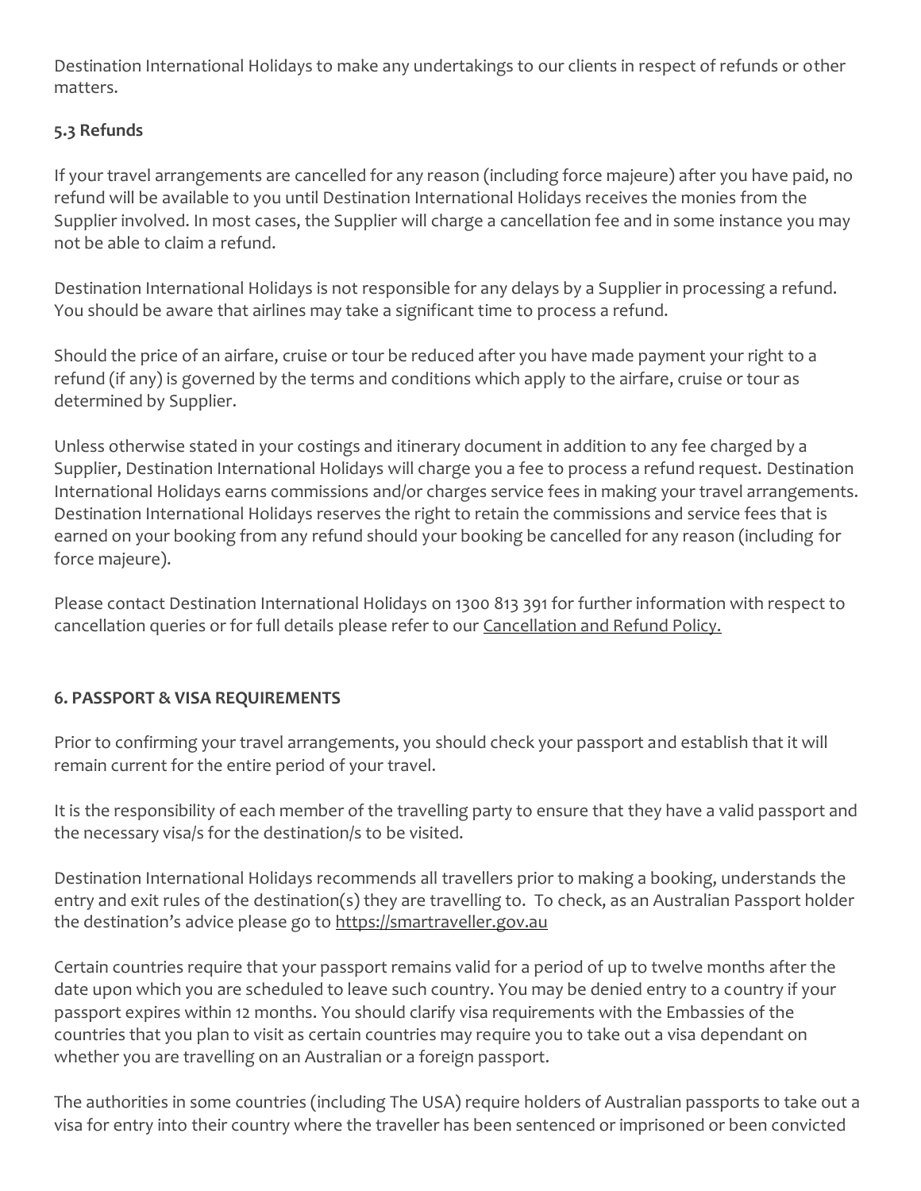Destination International Holidays to make any undertakings to our clients in respect of refunds or other matters.

### 5.3 Refunds

If your travel arrangements are cancelled for any reason (including force majeure) after you have paid, no refund will be available to you until Destination International Holidays receives the monies from the Supplier involved. In most cases, the Supplier will charge a cancellation fee and in some instance you may not be able to claim a refund.

Destination International Holidays is not responsible for any delays by a Supplier in processing a refund. You should be aware that airlines may take a significant time to process a refund.

Should the price of an airfare, cruise or tour be reduced after you have made payment your right to a refund (if any) is governed by the terms and conditions which apply to the airfare, cruise or tour as determined by Supplier.

Unless otherwise stated in your costings and itinerary document in addition to any fee charged by a Supplier, Destination International Holidays will charge you a fee to process a refund request. Destination International Holidays earns commissions and/or charges service fees in making your travel arrangements. Destination International Holidays reserves the right to retain the commissions and service fees that is earned on your booking from any refund should your booking be cancelled for any reason (including for force majeure).

Please contact Destination International Holidays on 1300 813 391 for further information with respect to cancellation queries or for full details please refer to our Cancellation and Refund Policy.

## 6. PASSPORT & VISA REQUIREMENTS

Prior to confirming your travel arrangements, you should check your passport and establish that it will remain current for the entire period of your travel.

It is the responsibility of each member of the travelling party to ensure that they have a valid passport and the necessary visa/s for the destination/s to be visited.

Destination International Holidays recommends all travellers prior to making a booking, understands the entry and exit rules of the destination(s) they are travelling to. To check, as an Australian Passport holder the destination's advice please go to https://smartraveller.gov.au

Certain countries require that your passport remains valid for a period of up to twelve months after the date upon which you are scheduled to leave such country. You may be denied entry to a country if your passport expires within 12 months. You should clarify visa requirements with the Embassies of the countries that you plan to visit as certain countries may require you to take out a visa dependant on whether you are travelling on an Australian or a foreign passport.

The authorities in some countries (including The USA) require holders of Australian passports to take out a visa for entry into their country where the traveller has been sentenced or imprisoned or been convicted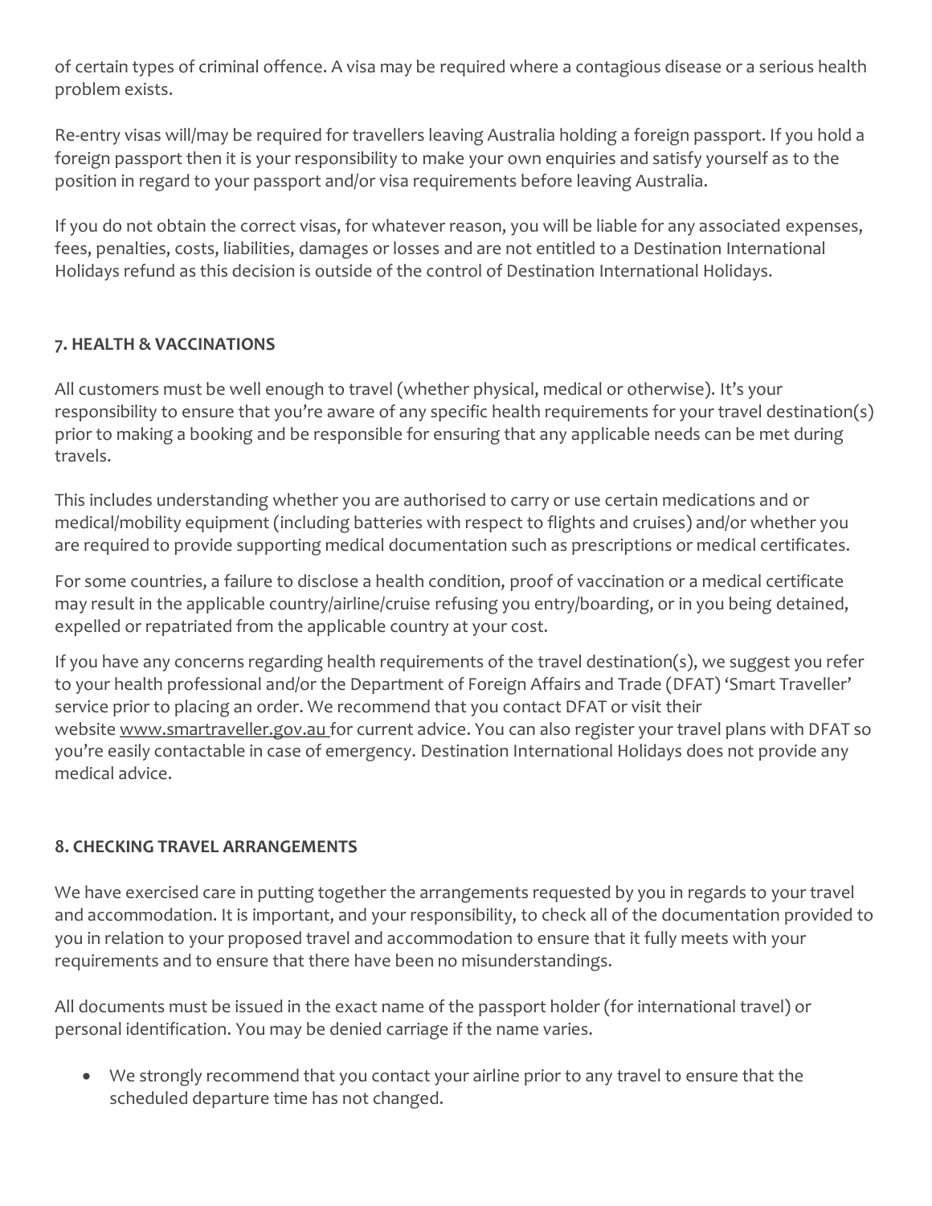of certain types of criminal offence. A visa may be required where a contagious disease or a serious health problem exists.

Re-entry visas will/may be required for travellers leaving Australia holding a foreign passport. If you hold a foreign passport then it is your responsibility to make your own enquiries and satisfy yourself as to the position in regard to your passport and/or visa requirements before leaving Australia.

If you do not obtain the correct visas, for whatever reason, you will be liable for any associated expenses, fees, penalties, costs, liabilities, damages or losses and are not entitled to a Destination International Holidays refund as this decision is outside of the control of Destination International Holidays.

### 7. HEALTH & VACCINATIONS

All customers must be well enough to travel (whether physical, medical or otherwise). It's your responsibility to ensure that you're aware of any specific health requirements for your travel destination(s) prior to making a booking and be responsible for ensuring that any applicable needs can be met during travels.

This includes understanding whether you are authorised to carry or use certain medications and or medical/mobility equipment (including batteries with respect to flights and cruises) and/or whether you are required to provide supporting medical documentation such as prescriptions or medical certificates.

For some countries, a failure to disclose a health condition, proof of vaccination or a medical certificate may result in the applicable country/airline/cruise refusing you entry/boarding, or in you being detained, expelled or repatriated from the applicable country at your cost.

If you have any concerns regarding health requirements of the travel destination(s), we suggest you refer to your health professional and/or the Department of Foreign Affairs and Trade (DFAT) 'Smart Traveller' service prior to placing an order. We recommend that you contact DFAT or visit their website www.smartraveller.gov.au for current advice. You can also register your travel plans with DFAT so you're easily contactable in case of emergency. Destination International Holidays does not provide any medical advice.

### 8. CHECKING TRAVEL ARRANGEMENTS

We have exercised care in putting together the arrangements requested by you in regards to your travel and accommodation. It is important, and your responsibility, to check all of the documentation provided to you in relation to your proposed travel and accommodation to ensure that it fully meets with your requirements and to ensure that there have been no misunderstandings.

All documents must be issued in the exact name of the passport holder (for international travel) or personal identification. You may be denied carriage if the name varies.

- We strongly recommend that you contact your airline prior to any travel to ensure that the scheduled departure time has not changed.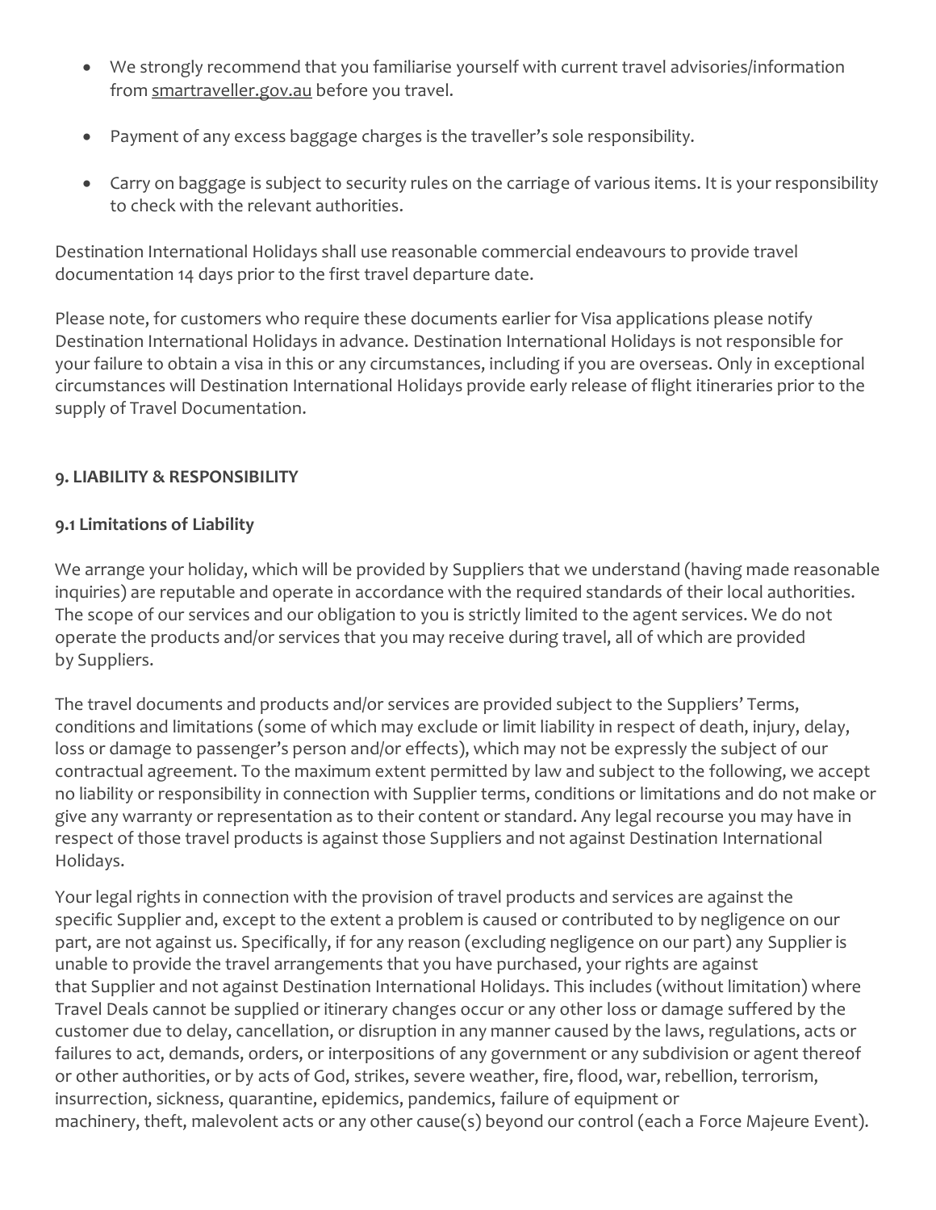- We strongly recommend that you familiarise yourself with current travel advisories/information from smartraveller.gov.au before you travel.
- Payment of any excess baggage charges is the traveller's sole responsibility.
- Carry on baggage is subject to security rules on the carriage of various items. It is your responsibility to check with the relevant authorities.

Destination International Holidays shall use reasonable commercial endeavours to provide travel documentation 14 days prior to the first travel departure date.

Please note, for customers who require these documents earlier for Visa applications please notify Destination International Holidays in advance. Destination International Holidays is not responsible for your failure to obtain a visa in this or any circumstances, including if you are overseas. Only in exceptional circumstances will Destination International Holidays provide early release of flight itineraries prior to the supply of Travel Documentation.

## 9. LIABILITY & RESPONSIBILITY

### 9.1 Limitations of Liability

We arrange your holiday, which will be provided by Suppliers that we understand (having made reasonable inquiries) are reputable and operate in accordance with the required standards of their local authorities. The scope of our services and our obligation to you is strictly limited to the agent services. We do not operate the products and/or services that you may receive during travel, all of which are provided by Suppliers.

The travel documents and products and/or services are provided subject to the Suppliers' Terms, conditions and limitations (some of which may exclude or limit liability in respect of death, injury, delay, loss or damage to passenger's person and/or effects), which may not be expressly the subject of our contractual agreement. To the maximum extent permitted by law and subject to the following, we accept no liability or responsibility in connection with Supplier terms, conditions or limitations and do not make or give any warranty or representation as to their content or standard. Any legal recourse you may have in respect of those travel products is against those Suppliers and not against Destination International Holidays.

Your legal rights in connection with the provision of travel products and services are against the specific Supplier and, except to the extent a problem is caused or contributed to by negligence on our part, are not against us. Specifically, if for any reason (excluding negligence on our part) any Supplier is unable to provide the travel arrangements that you have purchased, your rights are against that Supplier and not against Destination International Holidays. This includes (without limitation) where Travel Deals cannot be supplied or itinerary changes occur or any other loss or damage suffered by the customer due to delay, cancellation, or disruption in any manner caused by the laws, regulations, acts or failures to act, demands, orders, or interpositions of any government or any subdivision or agent thereof or other authorities, or by acts of God, strikes, severe weather, fire, flood, war, rebellion, terrorism, insurrection, sickness, quarantine, epidemics, pandemics, failure of equipment or machinery, theft, malevolent acts or any other cause(s) beyond our control (each a Force Majeure Event).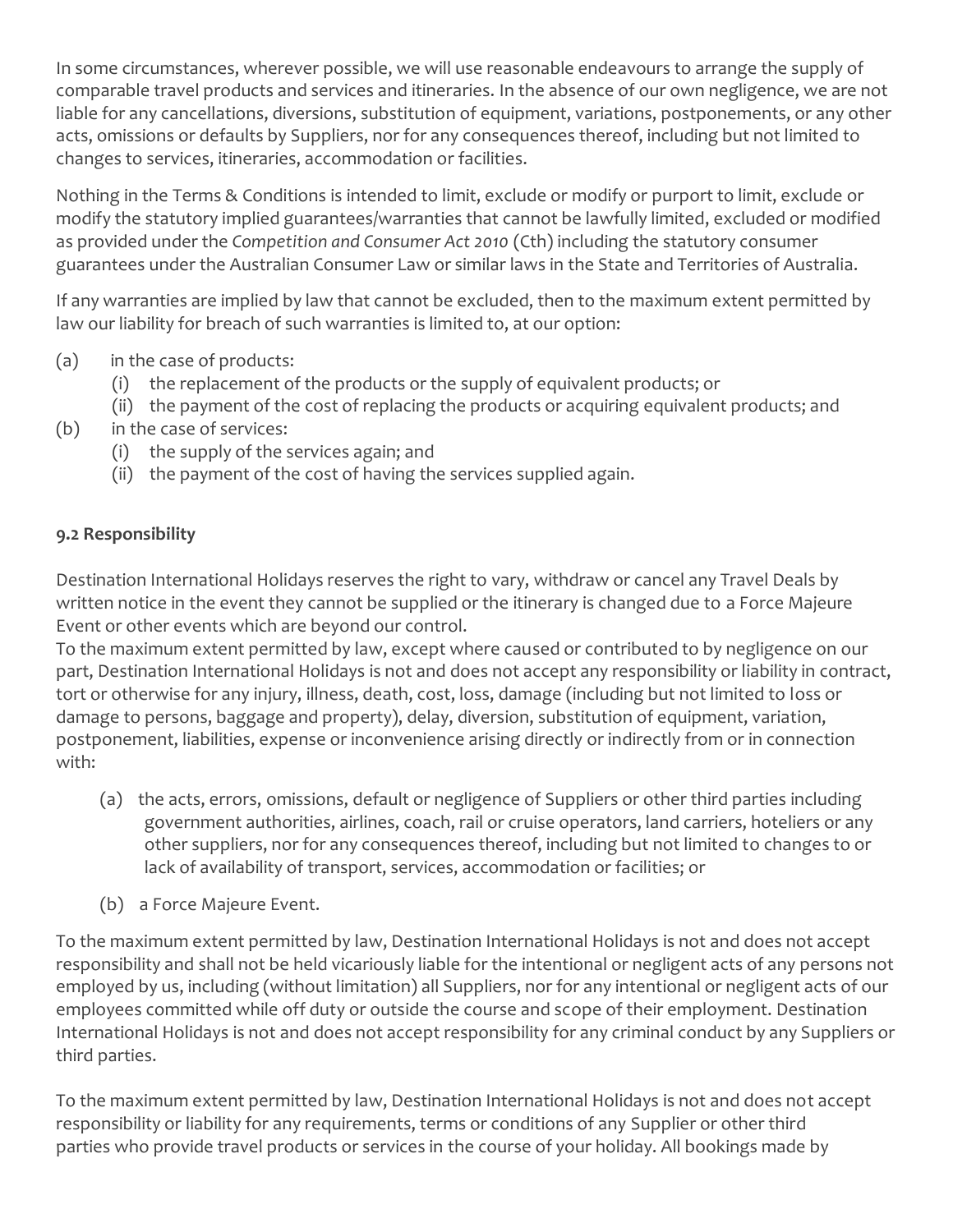In some circumstances, wherever possible, we will use reasonable endeavours to arrange the supply of comparable travel products and services and itineraries. In the absence of our own negligence, we are not liable for any cancellations, diversions, substitution of equipment, variations, postponements, or any other acts, omissions or defaults by Suppliers, nor for any consequences thereof, including but not limited to changes to services, itineraries, accommodation or facilities.

Nothing in the Terms & Conditions is intended to limit, exclude or modify or purport to limit, exclude or modify the statutory implied guarantees/warranties that cannot be lawfully limited, excluded or modified as provided under the *Competition and Consumer Act 2010* (Cth) including the statutory consumer guarantees under the Australian Consumer Law or similar laws in the State and Territories of Australia.

If any warranties are implied by law that cannot be excluded, then to the maximum extent permitted by law our liability for breach of such warranties is limited to, at our option:

(a) in the case of products:
  (i) the replacement of the products or the supply of equivalent products; or
  (ii) the payment of the cost of replacing the products or acquiring equivalent products; and

(b) in the case of services:
  (i) the supply of the services again; and
  (ii) the payment of the cost of having the services supplied again.

**9.2 Responsibility**

Destination International Holidays reserves the right to vary, withdraw or cancel any Travel Deals by written notice in the event they cannot be supplied or the itinerary is changed due to a Force Majeure Event or other events which are beyond our control.
To the maximum extent permitted by law, except where caused or contributed to by negligence on our part, Destination International Holidays is not and does not accept any responsibility or liability in contract, tort or otherwise for any injury, illness, death, cost, loss, damage (including but not limited to loss or damage to persons, baggage and property), delay, diversion, substitution of equipment, variation, postponement, liabilities, expense or inconvenience arising directly or indirectly from or in connection with:

(a) the acts, errors, omissions, default or negligence of Suppliers or other third parties including government authorities, airlines, coach, rail or cruise operators, land carriers, hoteliers or any other suppliers, nor for any consequences thereof, including but not limited to changes to or lack of availability of transport, services, accommodation or facilities; or

(b) a Force Majeure Event.

To the maximum extent permitted by law, Destination International Holidays is not and does not accept responsibility and shall not be held vicariously liable for the intentional or negligent acts of any persons not employed by us, including (without limitation) all Suppliers, nor for any intentional or negligent acts of our employees committed while off duty or outside the course and scope of their employment. Destination International Holidays is not and does not accept responsibility for any criminal conduct by any Suppliers or third parties.

To the maximum extent permitted by law, Destination International Holidays is not and does not accept responsibility or liability for any requirements, terms or conditions of any Supplier or other third parties who provide travel products or services in the course of your holiday. All bookings made by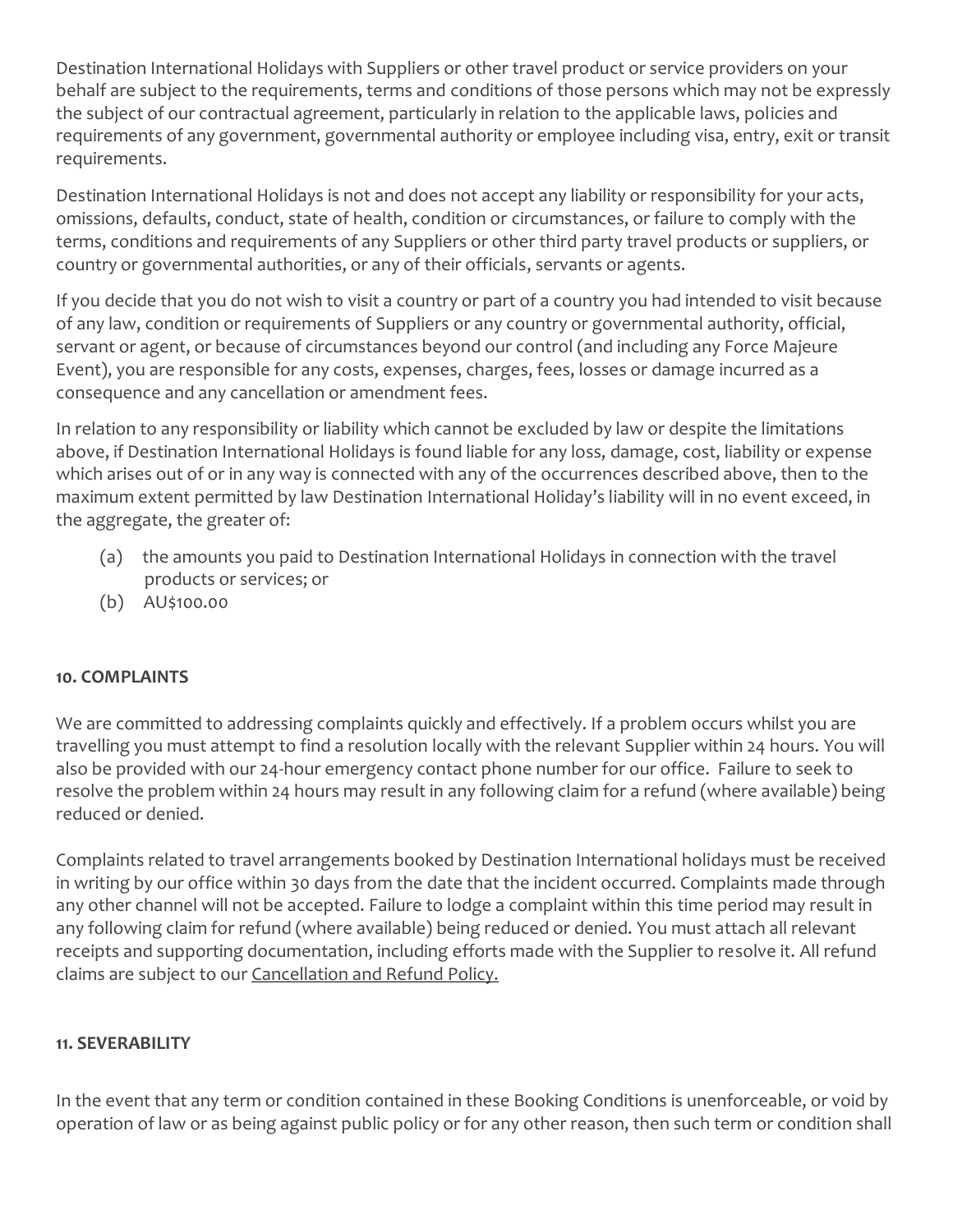Destination International Holidays with Suppliers or other travel product or service providers on your behalf are subject to the requirements, terms and conditions of those persons which may not be expressly the subject of our contractual agreement, particularly in relation to the applicable laws, policies and requirements of any government, governmental authority or employee including visa, entry, exit or transit requirements.

Destination International Holidays is not and does not accept any liability or responsibility for your acts, omissions, defaults, conduct, state of health, condition or circumstances, or failure to comply with the terms, conditions and requirements of any Suppliers or other third party travel products or suppliers, or country or governmental authorities, or any of their officials, servants or agents.

If you decide that you do not wish to visit a country or part of a country you had intended to visit because of any law, condition or requirements of Suppliers or any country or governmental authority, official, servant or agent, or because of circumstances beyond our control (and including any Force Majeure Event), you are responsible for any costs, expenses, charges, fees, losses or damage incurred as a consequence and any cancellation or amendment fees.

In relation to any responsibility or liability which cannot be excluded by law or despite the limitations above, if Destination International Holidays is found liable for any loss, damage, cost, liability or expense which arises out of or in any way is connected with any of the occurrences described above, then to the maximum extent permitted by law Destination International Holiday's liability will in no event exceed, in the aggregate, the greater of:

(a) the amounts you paid to Destination International Holidays in connection with the travel products or services; or
(b) AU$100.00

**10. COMPLAINTS**

We are committed to addressing complaints quickly and effectively. If a problem occurs whilst you are travelling you must attempt to find a resolution locally with the relevant Supplier within 24 hours. You will also be provided with our 24-hour emergency contact phone number for our office. Failure to seek to resolve the problem within 24 hours may result in any following claim for a refund (where available) being reduced or denied.

Complaints related to travel arrangements booked by Destination International holidays must be received in writing by our office within 30 days from the date that the incident occurred. Complaints made through any other channel will not be accepted. Failure to lodge a complaint within this time period may result in any following claim for refund (where available) being reduced or denied. You must attach all relevant receipts and supporting documentation, including efforts made with the Supplier to resolve it. All refund claims are subject to our Cancellation and Refund Policy.

**11. SEVERABILITY**

In the event that any term or condition contained in these Booking Conditions is unenforceable, or void by operation of law or as being against public policy or for any other reason, then such term or condition shall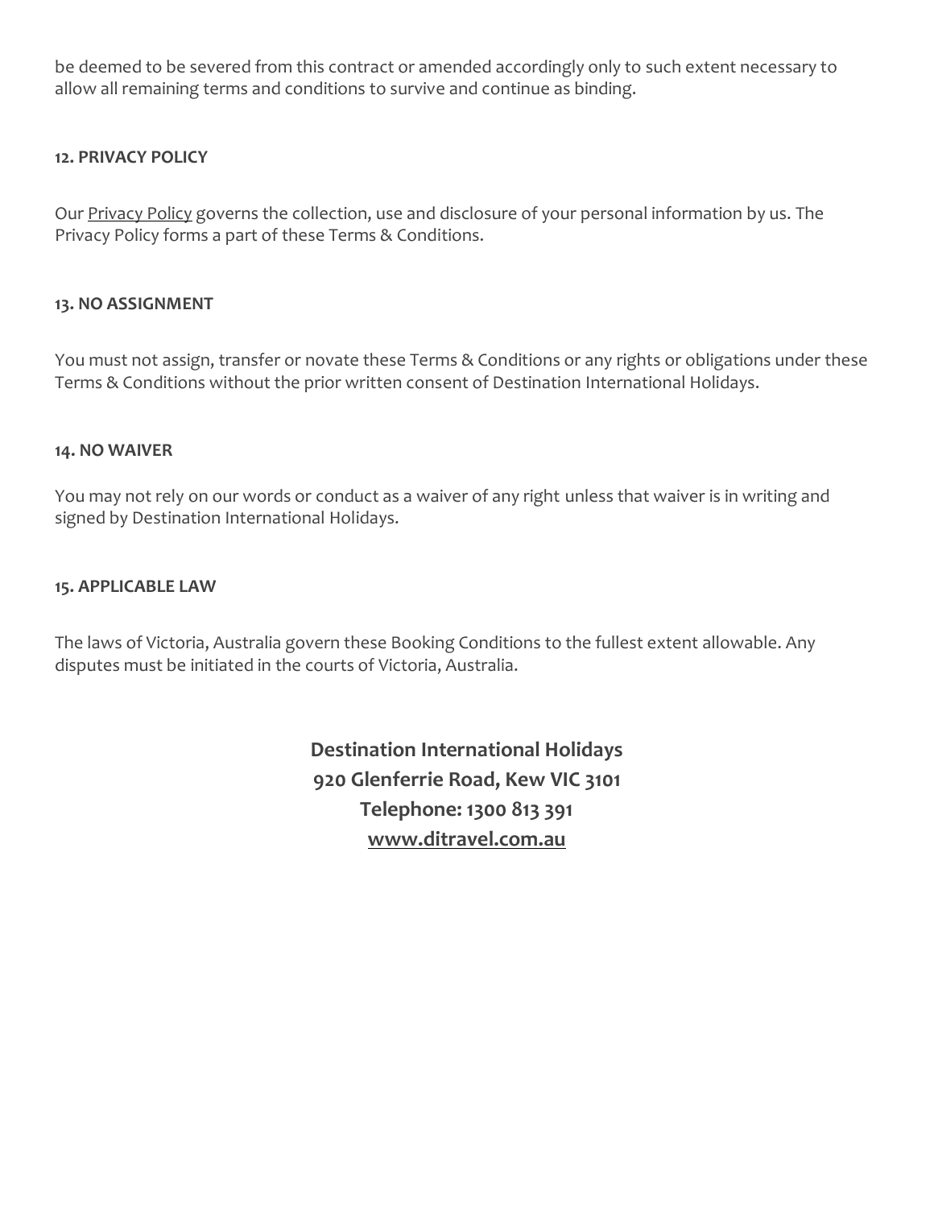be deemed to be severed from this contract or amended accordingly only to such extent necessary to allow all remaining terms and conditions to survive and continue as binding.

#### 12. PRIVACY POLICY

Our Privacy Policy governs the collection, use and disclosure of your personal information by us. The Privacy Policy forms a part of these Terms & Conditions.

#### 13. NO ASSIGNMENT

You must not assign, transfer or novate these Terms & Conditions or any rights or obligations under these Terms & Conditions without the prior written consent of Destination International Holidays.

#### 14. NO WAIVER

You may not rely on our words or conduct as a waiver of any right unless that waiver is in writing and signed by Destination International Holidays.

#### 15. APPLICABLE LAW

The laws of Victoria, Australia govern these Booking Conditions to the fullest extent allowable. Any disputes must be initiated in the courts of Victoria, Australia.

**Destination International Holidays**
**920 Glenferrie Road, Kew VIC 3101**
**Telephone: 1300 813 391**
**www.ditravel.com.au**